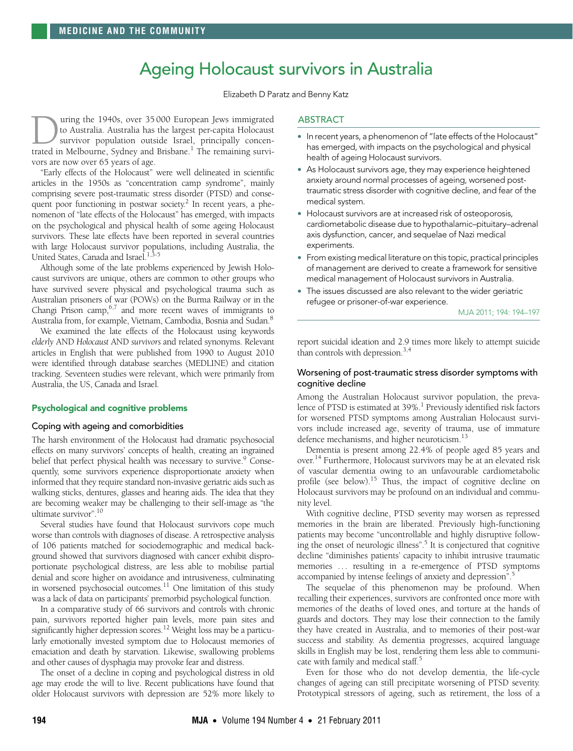# Ageing Holocaust survivors in Australia

Elizabeth D Paratz and Benny Katz

## ABSTRACT

- In recent years, a phenomenon of "late effects of the Holocaust" has emerged, with impacts on the psychological and physical health of ageing Holocaust survivors.
- As Holocaust survivors age, they may experience heightened anxiety around normal processes of ageing, worsened post-traumatic stress disorder with cognitive decline, and fear of the medical system.
- Holocaust survivors are at increased risk of osteoporosis, cardiometabolic disease due to hypothalamic–pituitary–adrenal axis dysfunction, cancer, and sequelae of Nazi medical experiments.
- From existing medical literature on this topic, practical principles of management are derived to create a framework for sensitive medical management of Holocaust survivors in Australia.
- The issues discussed are also relevant to the wider geriatric refugee or prisoner-of-war experience.

MJA 2011; 194: 194–197

During the 1940s, over 35 000 European Jews immigrated to Australia. Australia has the largest per-capita Holocaust survivor population outside Israel, principally concentrated in Melbourne, Sydney and Brisbane.[1] The remaining survivors are now over 65 years of age.

"Early effects of the Holocaust" were well delineated in scientific articles in the 1950s as "concentration camp syndrome", mainly comprising severe post-traumatic stress disorder (PTSD) and consequent poor functioning in postwar society.[2] In recent years, a phenomenon of "late effects of the Holocaust" has emerged, with impacts on the psychological and physical health of some ageing Holocaust survivors. These late effects have been reported in several countries with large Holocaust survivor populations, including Australia, the United States, Canada and Israel.[1,3-5]

Although some of the late problems experienced by Jewish Holocaust survivors are unique, others are common to other groups who have survived severe physical and psychological trauma such as Australian prisoners of war (POWs) on the Burma Railway or in the Changi Prison camp,[6,7] and more recent waves of immigrants to Australia from, for example, Vietnam, Cambodia, Bosnia and Sudan.[8]

We examined the late effects of the Holocaust using keywords *elderly* AND *Holocaust* AND *survivors* and related synonyms. Relevant articles in English that were published from 1990 to August 2010 were identified through database searches (MEDLINE) and citation tracking. Seventeen studies were relevant, which were primarily from Australia, the US, Canada and Israel.

## Psychological and cognitive problems

### Coping with ageing and comorbidities

The harsh environment of the Holocaust had dramatic psychosocial effects on many survivors' concepts of health, creating an ingrained belief that perfect physical health was necessary to survive.[9] Consequently, some survivors experience disproportionate anxiety when informed that they require standard non-invasive geriatric aids such as walking sticks, dentures, glasses and hearing aids. The idea that they are becoming weaker may be challenging to their self-image as "the ultimate survivor".[10]

Several studies have found that Holocaust survivors cope much worse than controls with diagnoses of disease. A retrospective analysis of 106 patients matched for sociodemographic and medical background showed that survivors diagnosed with cancer exhibit disproportionate psychological distress, are less able to mobilise partial denial and score higher on avoidance and intrusiveness, culminating in worsened psychosocial outcomes.[11] One limitation of this study was a lack of data on participants' premorbid psychological function.

In a comparative study of 66 survivors and controls with chronic pain, survivors reported higher pain levels, more pain sites and significantly higher depression scores.[12] Weight loss may be a particularly emotionally invested symptom due to Holocaust memories of emaciation and death by starvation. Likewise, swallowing problems and other causes of dysphagia may provoke fear and distress.

The onset of a decline in coping and psychological distress in old age may erode the will to live. Recent publications have found that older Holocaust survivors with depression are 52% more likely to report suicidal ideation and 2.9 times more likely to attempt suicide than controls with depression.[3,4]

### Worsening of post-traumatic stress disorder symptoms with cognitive decline

Among the Australian Holocaust survivor population, the prevalence of PTSD is estimated at 39%.[1] Previously identified risk factors for worsened PTSD symptoms among Australian Holocaust survivors include increased age, severity of trauma, use of immature defence mechanisms, and higher neuroticism.[13]

Dementia is present among 22.4% of people aged 85 years and over.[14] Furthermore, Holocaust survivors may be at an elevated risk of vascular dementia owing to an unfavourable cardiometabolic profile (see below).[15] Thus, the impact of cognitive decline on Holocaust survivors may be profound on an individual and community level.

With cognitive decline, PTSD severity may worsen as repressed memories in the brain are liberated. Previously high-functioning patients may become "uncontrollable and highly disruptive following the onset of neurologic illness".[5] It is conjectured that cognitive decline "diminishes patients' capacity to inhibit intrusive traumatic memories … resulting in a re-emergence of PTSD symptoms accompanied by intense feelings of anxiety and depression".[5]

The sequelae of this phenomenon may be profound. When recalling their experiences, survivors are confronted once more with memories of the deaths of loved ones, and torture at the hands of guards and doctors. They may lose their connection to the family they have created in Australia, and to memories of their post-war success and stability. As dementia progresses, acquired language skills in English may be lost, rendering them less able to communicate with family and medical staff.[5]

Even for those who do not develop dementia, the life-cycle changes of ageing can still precipitate worsening of PTSD severity. Prototypical stressors of ageing, such as retirement, the loss of a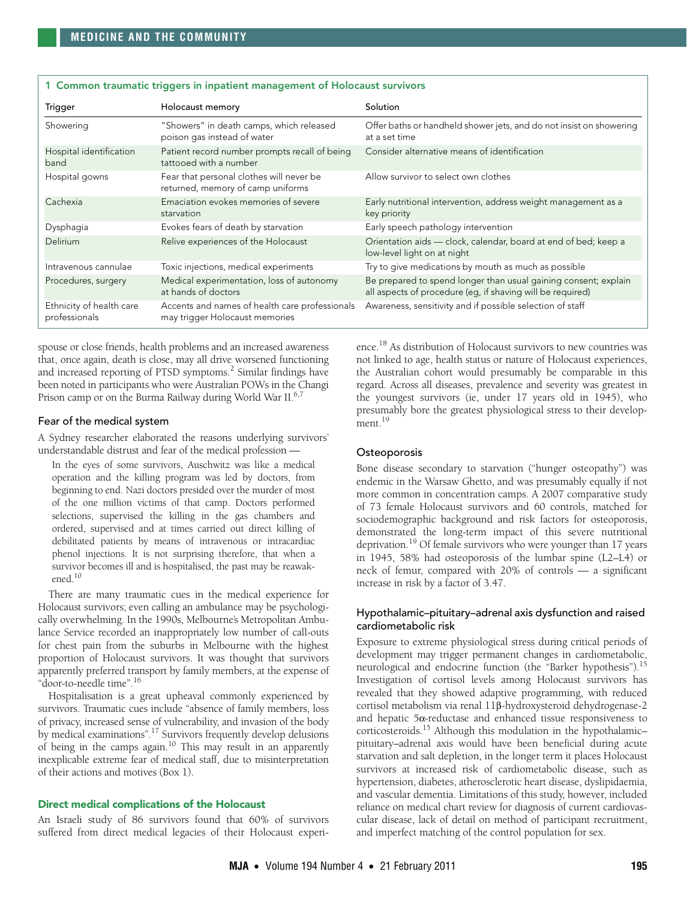**1 Common traumatic triggers in inpatient management of Holocaust survivors**

| Trigger | Holocaust memory | Solution |
|---|---|---|
| Showering | "Showers" in death camps, which released poison gas instead of water | Offer baths or handheld shower jets, and do not insist on showering at a set time |
| Hospital identification band | Patient record number prompts recall of being tattooed with a number | Consider alternative means of identification |
| Hospital gowns | Fear that personal clothes will never be returned, memory of camp uniforms | Allow survivor to select own clothes |
| Cachexia | Emaciation evokes memories of severe starvation | Early nutritional intervention, address weight management as a key priority |
| Dysphagia | Evokes fears of death by starvation | Early speech pathology intervention |
| Delirium | Relive experiences of the Holocaust | Orientation aids — clock, calendar, board at end of bed; keep a low-level light on at night |
| Intravenous cannulae | Toxic injections, medical experiments | Try to give medications by mouth as much as possible |
| Procedures, surgery | Medical experimentation, loss of autonomy at hands of doctors | Be prepared to spend longer than usual gaining consent; explain all aspects of procedure (eg, if shaving will be required) |
| Ethnicity of health care professionals | Accents and names of health care professionals may trigger Holocaust memories | Awareness, sensitivity and if possible selection of staff |

spouse or close friends, health problems and an increased awareness that, once again, death is close, may all drive worsened functioning and increased reporting of PTSD symptoms.[2] Similar findings have been noted in participants who were Australian POWs in the Changi Prison camp or on the Burma Railway during World War II.[6,7]

### Fear of the medical system

A Sydney researcher elaborated the reasons underlying survivors' understandable distrust and fear of the medical profession —

> In the eyes of some survivors, Auschwitz was like a medical operation and the killing program was led by doctors, from beginning to end. Nazi doctors presided over the murder of most of the one million victims of that camp. Doctors performed selections, supervised the killing in the gas chambers and ordered, supervised and at times carried out direct killing of debilitated patients by means of intravenous or intracardiac phenol injections. It is not surprising therefore, that when a survivor becomes ill and is hospitalised, the past may be reawakened.[10]

There are many traumatic cues in the medical experience for Holocaust survivors; even calling an ambulance may be psychologically overwhelming. In the 1990s, Melbourne's Metropolitan Ambulance Service recorded an inappropriately low number of call-outs for chest pain from the suburbs in Melbourne with the highest proportion of Holocaust survivors. It was thought that survivors apparently preferred transport by family members, at the expense of "door-to-needle time".[16]

Hospitalisation is a great upheaval commonly experienced by survivors. Traumatic cues include "absence of family members, loss of privacy, increased sense of vulnerability, and invasion of the body by medical examinations".[17] Survivors frequently develop delusions of being in the camps again.[10] This may result in an apparently inexplicable extreme fear of medical staff, due to misinterpretation of their actions and motives (Box 1).

## Direct medical complications of the Holocaust

An Israeli study of 86 survivors found that 60% of survivors suffered from direct medical legacies of their Holocaust experience.[18] As distribution of Holocaust survivors to new countries was not linked to age, health status or nature of Holocaust experiences, the Australian cohort would presumably be comparable in this regard. Across all diseases, prevalence and severity was greatest in the youngest survivors (ie, under 17 years old in 1945), who presumably bore the greatest physiological stress to their development.[19]

### Osteoporosis

Bone disease secondary to starvation ("hunger osteopathy") was endemic in the Warsaw Ghetto, and was presumably equally if not more common in concentration camps. A 2007 comparative study of 73 female Holocaust survivors and 60 controls, matched for sociodemographic background and risk factors for osteoporosis, demonstrated the long-term impact of this severe nutritional deprivation.[19] Of female survivors who were younger than 17 years in 1945, 58% had osteoporosis of the lumbar spine (L2–L4) or neck of femur, compared with 20% of controls — a significant increase in risk by a factor of 3.47.

### Hypothalamic–pituitary–adrenal axis dysfunction and raised cardiometabolic risk

Exposure to extreme physiological stress during critical periods of development may trigger permanent changes in cardiometabolic, neurological and endocrine function (the "Barker hypothesis").[15] Investigation of cortisol levels among Holocaust survivors has revealed that they showed adaptive programming, with reduced cortisol metabolism via renal 11β-hydroxysteroid dehydrogenase-2 and hepatic 5α-reductase and enhanced tissue responsiveness to corticosteroids.[15] Although this modulation in the hypothalamic–pituitary–adrenal axis would have been beneficial during acute starvation and salt depletion, in the longer term it places Holocaust survivors at increased risk of cardiometabolic disease, such as hypertension, diabetes, atherosclerotic heart disease, dyslipidaemia, and vascular dementia. Limitations of this study, however, included reliance on medical chart review for diagnosis of current cardiovascular disease, lack of detail on method of participant recruitment, and imperfect matching of the control population for sex.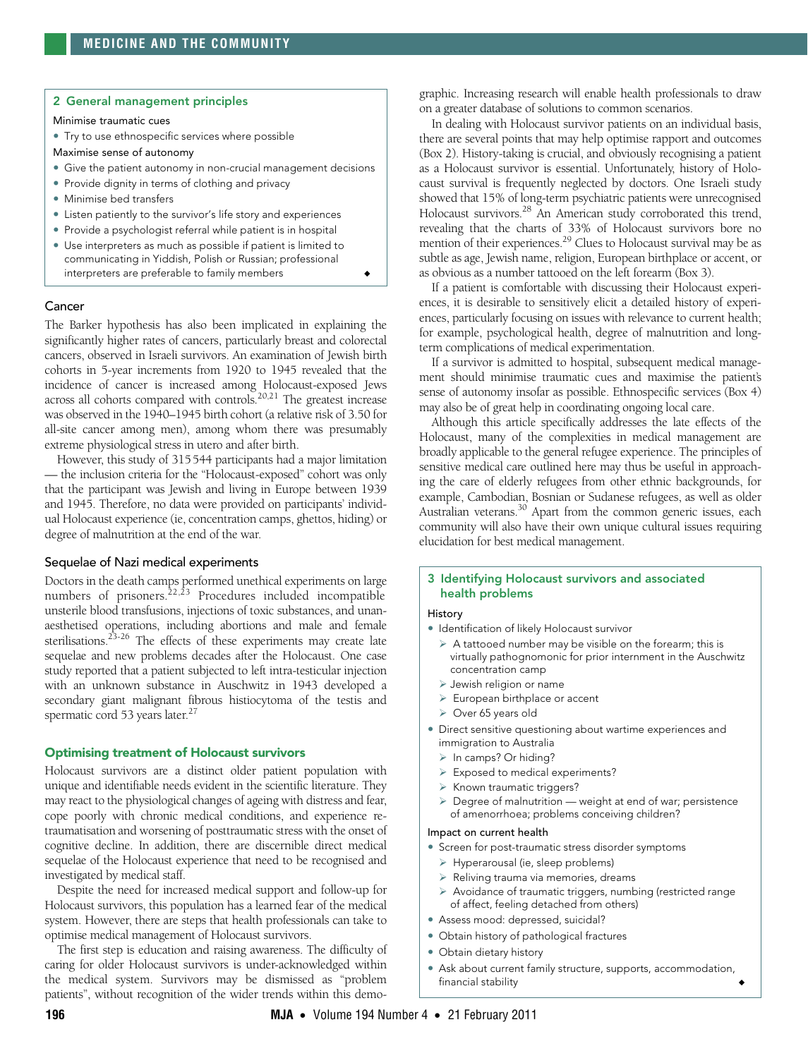### 2 General management principles

Minimise traumatic cues

- Try to use ethnospecific services where possible

Maximise sense of autonomy

- Give the patient autonomy in non-crucial management decisions
- Provide dignity in terms of clothing and privacy
- Minimise bed transfers
- Listen patiently to the survivor's life story and experiences
- Provide a psychologist referral while patient is in hospital
- Use interpreters as much as possible if patient is limited to communicating in Yiddish, Polish or Russian; professional interpreters are preferable to family members ◆

### Cancer

The Barker hypothesis has also been implicated in explaining the significantly higher rates of cancers, particularly breast and colorectal cancers, observed in Israeli survivors. An examination of Jewish birth cohorts in 5-year increments from 1920 to 1945 revealed that the incidence of cancer is increased among Holocaust-exposed Jews across all cohorts compared with controls.[20,21] The greatest increase was observed in the 1940–1945 birth cohort (a relative risk of 3.50 for all-site cancer among men), among whom there was presumably extreme physiological stress in utero and after birth.

However, this study of 315 544 participants had a major limitation — the inclusion criteria for the "Holocaust-exposed" cohort was only that the participant was Jewish and living in Europe between 1939 and 1945. Therefore, no data were provided on participants' individual Holocaust experience (ie, concentration camps, ghettos, hiding) or degree of malnutrition at the end of the war.

### Sequelae of Nazi medical experiments

Doctors in the death camps performed unethical experiments on large numbers of prisoners.[22,23] Procedures included incompatible unsterile blood transfusions, injections of toxic substances, and unanaesthetised operations, including abortions and male and female sterilisations.[23-26] The effects of these experiments may create late sequelae and new problems decades after the Holocaust. One case study reported that a patient subjected to left intra-testicular injection with an unknown substance in Auschwitz in 1943 developed a secondary giant malignant fibrous histiocytoma of the testis and spermatic cord 53 years later.[27]

## Optimising treatment of Holocaust survivors

Holocaust survivors are a distinct older patient population with unique and identifiable needs evident in the scientific literature. They may react to the physiological changes of ageing with distress and fear, cope poorly with chronic medical conditions, and experience retraumatisation and worsening of posttraumatic stress with the onset of cognitive decline. In addition, there are discernible direct medical sequelae of the Holocaust experience that need to be recognised and investigated by medical staff.

Despite the need for increased medical support and follow-up for Holocaust survivors, this population has a learned fear of the medical system. However, there are steps that health professionals can take to optimise medical management of Holocaust survivors.

The first step is education and raising awareness. The difficulty of caring for older Holocaust survivors is under-acknowledged within the medical system. Survivors may be dismissed as "problem patients", without recognition of the wider trends within this demographic. Increasing research will enable health professionals to draw on a greater database of solutions to common scenarios.

In dealing with Holocaust survivor patients on an individual basis, there are several points that may help optimise rapport and outcomes (Box 2). History-taking is crucial, and obviously recognising a patient as a Holocaust survivor is essential. Unfortunately, history of Holocaust survival is frequently neglected by doctors. One Israeli study showed that 15% of long-term psychiatric patients were unrecognised Holocaust survivors.[28] An American study corroborated this trend, revealing that the charts of 33% of Holocaust survivors bore no mention of their experiences.[29] Clues to Holocaust survival may be as subtle as age, Jewish name, religion, European birthplace or accent, or as obvious as a number tattooed on the left forearm (Box 3).

If a patient is comfortable with discussing their Holocaust experiences, it is desirable to sensitively elicit a detailed history of experiences, particularly focusing on issues with relevance to current health; for example, psychological health, degree of malnutrition and long-term complications of medical experimentation.

If a survivor is admitted to hospital, subsequent medical management should minimise traumatic cues and maximise the patient's sense of autonomy insofar as possible. Ethnospecific services (Box 4) may also be of great help in coordinating ongoing local care.

Although this article specifically addresses the late effects of the Holocaust, many of the complexities in medical management are broadly applicable to the general refugee experience. The principles of sensitive medical care outlined here may thus be useful in approaching the care of elderly refugees from other ethnic backgrounds, for example, Cambodian, Bosnian or Sudanese refugees, as well as older Australian veterans.[30] Apart from the common generic issues, each community will also have their own unique cultural issues requiring elucidation for best medical management.

### 3 Identifying Holocaust survivors and associated health problems

History

- Identification of likely Holocaust survivor
  - A tattooed number may be visible on the forearm; this is virtually pathognomonic for prior internment in the Auschwitz concentration camp
  - Jewish religion or name
  - European birthplace or accent
  - Over 65 years old
- Direct sensitive questioning about wartime experiences and immigration to Australia
  - In camps? Or hiding?
  - Exposed to medical experiments?
  - Known traumatic triggers?
  - Degree of malnutrition — weight at end of war; persistence of amenorrhoea; problems conceiving children?

Impact on current health

- Screen for post-traumatic stress disorder symptoms
  - Hyperarousal (ie, sleep problems)
  - Reliving trauma via memories, dreams
  - Avoidance of traumatic triggers, numbing (restricted range of affect, feeling detached from others)
- Assess mood: depressed, suicidal?
- Obtain history of pathological fractures
- Obtain dietary history
- Ask about current family structure, supports, accommodation, financial stability ◆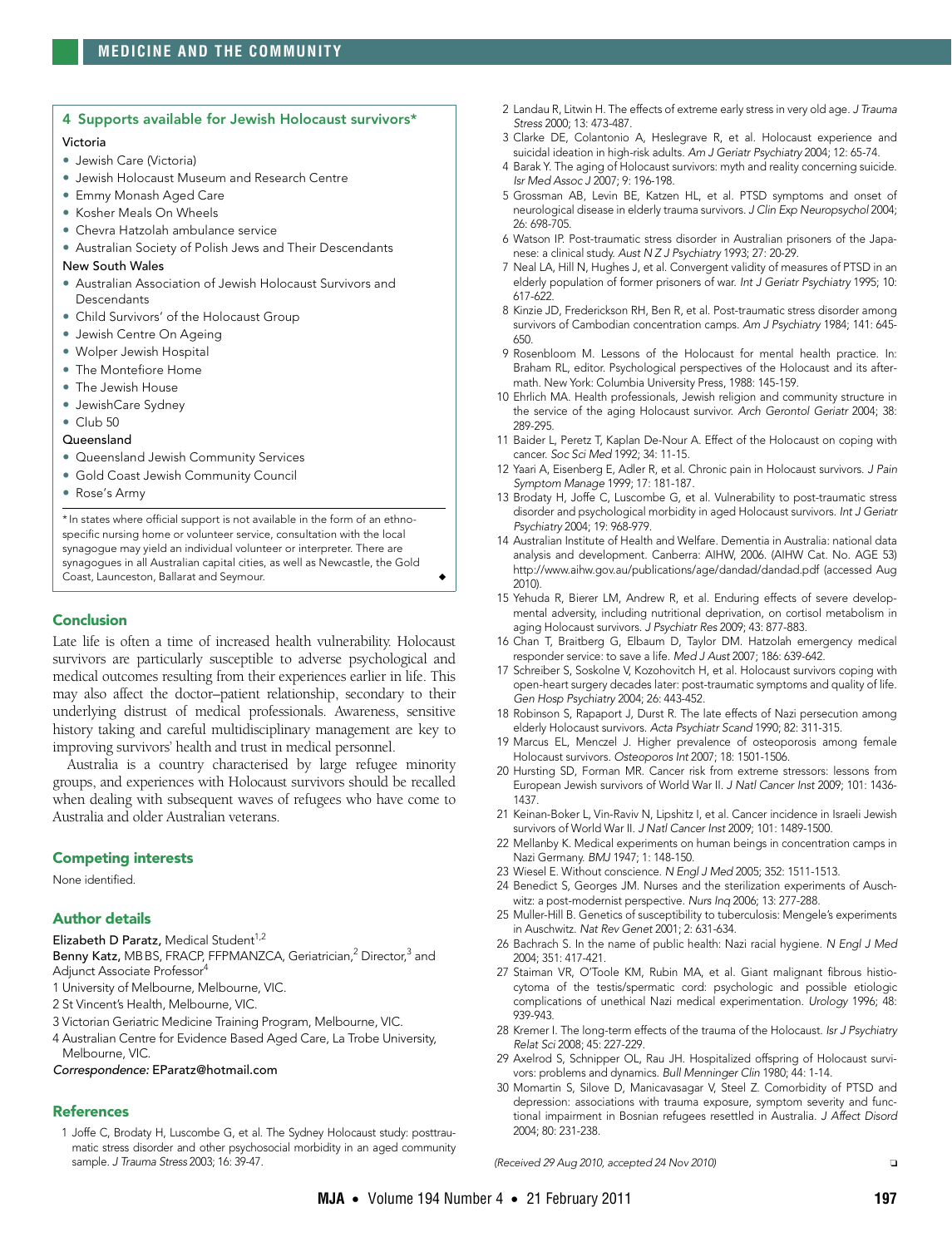### 4 Supports available for Jewish Holocaust survivors*

**Victoria**

- Jewish Care (Victoria)
- Jewish Holocaust Museum and Research Centre
- Emmy Monash Aged Care
- Kosher Meals On Wheels
- Chevra Hatzolah ambulance service
- Australian Society of Polish Jews and Their Descendants

**New South Wales**

- Australian Association of Jewish Holocaust Survivors and Descendants
- Child Survivors' of the Holocaust Group
- Jewish Centre On Ageing
- Wolper Jewish Hospital
- The Montefiore Home
- The Jewish House
- JewishCare Sydney
- Club 50

**Queensland**

- Queensland Jewish Community Services
- Gold Coast Jewish Community Council
- Rose's Army

* In states where official support is not available in the form of an ethno-specific nursing home or volunteer service, consultation with the local synagogue may yield an individual volunteer or interpreter. There are synagogues in all Australian capital cities, as well as Newcastle, the Gold Coast, Launceston, Ballarat and Seymour. ◆

## Conclusion

Late life is often a time of increased health vulnerability. Holocaust survivors are particularly susceptible to adverse psychological and medical outcomes resulting from their experiences earlier in life. This may also affect the doctor–patient relationship, secondary to their underlying distrust of medical professionals. Awareness, sensitive history taking and careful multidisciplinary management are key to improving survivors' health and trust in medical personnel.

Australia is a country characterised by large refugee minority groups, and experiences with Holocaust survivors should be recalled when dealing with subsequent waves of refugees who have come to Australia and older Australian veterans.

## Competing interests

None identified.

## Author details

**Elizabeth D Paratz**, Medical Student[1,2]
**Benny Katz**, MB BS, FRACP, FFPMANZCA, Geriatrician,[2] Director,[3] and Adjunct Associate Professor[4]

1 University of Melbourne, Melbourne, VIC.
2 St Vincent's Health, Melbourne, VIC.
3 Victorian Geriatric Medicine Training Program, Melbourne, VIC.
4 Australian Centre for Evidence Based Aged Care, La Trobe University, Melbourne, VIC.

*Correspondence:* EParatz@hotmail.com

## References

1 Joffe C, Brodaty H, Luscombe G, et al. The Sydney Holocaust study: posttraumatic stress disorder and other psychosocial morbidity in an aged community sample. *J Trauma Stress* 2003; 16: 39-47.

2 Landau R, Litwin H. The effects of extreme early stress in very old age. *J Trauma Stress* 2000; 13: 473-487.

3 Clarke DE, Colantonio A, Heslegrave R, et al. Holocaust experience and suicidal ideation in high-risk adults. *Am J Geriatr Psychiatry* 2004; 12: 65-74.

4 Barak Y. The aging of Holocaust survivors: myth and reality concerning suicide. *Isr Med Assoc J* 2007; 9: 196-198.

5 Grossman AB, Levin BE, Katzen HL, et al. PTSD symptoms and onset of neurological disease in elderly trauma survivors. *J Clin Exp Neuropsychol* 2004; 26: 698-705.

6 Watson IP. Post-traumatic stress disorder in Australian prisoners of the Japanese: a clinical study. *Aust N Z J Psychiatry* 1993; 27: 20-29.

7 Neal LA, Hill N, Hughes J, et al. Convergent validity of measures of PTSD in an elderly population of former prisoners of war. *Int J Geriatr Psychiatry* 1995; 10: 617-622.

8 Kinzie JD, Frederickson RH, Ben R, et al. Post-traumatic stress disorder among survivors of Cambodian concentration camps. *Am J Psychiatry* 1984; 141: 645-650.

9 Rosenbloom M. Lessons of the Holocaust for mental health practice. In: Braham RL, editor. Psychological perspectives of the Holocaust and its aftermath. New York: Columbia University Press, 1988: 145-159.

10 Ehrlich MA. Health professionals, Jewish religion and community structure in the service of the aging Holocaust survivor. *Arch Gerontol Geriatr* 2004; 38: 289-295.

11 Baider L, Peretz T, Kaplan De-Nour A. Effect of the Holocaust on coping with cancer. *Soc Sci Med* 1992; 34: 11-15.

12 Yaari A, Eisenberg E, Adler R, et al. Chronic pain in Holocaust survivors. *J Pain Symptom Manage* 1999; 17: 181-187.

13 Brodaty H, Joffe C, Luscombe G, et al. Vulnerability to post-traumatic stress disorder and psychological morbidity in aged Holocaust survivors. *Int J Geriatr Psychiatry* 2004; 19: 968-979.

14 Australian Institute of Health and Welfare. Dementia in Australia: national data analysis and development. Canberra: AIHW, 2006. (AIHW Cat. No. AGE 53) http://www.aihw.gov.au/publications/age/dandad/dandad.pdf (accessed Aug 2010).

15 Yehuda R, Bierer LM, Andrew R, et al. Enduring effects of severe developmental adversity, including nutritional deprivation, on cortisol metabolism in aging Holocaust survivors. *J Psychiatr Res* 2009; 43: 877-883.

16 Chan T, Braitberg G, Elbaum D, Taylor DM. Hatzolah emergency medical responder service: to save a life. *Med J Aust* 2007; 186: 639-642.

17 Schreiber S, Soskolne V, Kozohovitch H, et al. Holocaust survivors coping with open-heart surgery decades later: post-traumatic symptoms and quality of life. *Gen Hosp Psychiatry* 2004; 26: 443-452.

18 Robinson S, Rapaport J, Durst R. The late effects of Nazi persecution among elderly Holocaust survivors. *Acta Psychiatr Scand* 1990; 82: 311-315.

19 Marcus EL, Menczel J. Higher prevalence of osteoporosis among female Holocaust survivors. *Osteoporos Int* 2007; 18: 1501-1506.

20 Hursting SD, Forman MR. Cancer risk from extreme stressors: lessons from European Jewish survivors of World War II. *J Natl Cancer Inst* 2009; 101: 1436-1437.

21 Keinan-Boker L, Vin-Raviv N, Lipshitz I, et al. Cancer incidence in Israeli Jewish survivors of World War II. *J Natl Cancer Inst* 2009; 101: 1489-1500.

22 Mellanby K. Medical experiments on human beings in concentration camps in Nazi Germany. *BMJ* 1947; 1: 148-150.

23 Wiesel E. Without conscience. *N Engl J Med* 2005; 352: 1511-1513.

24 Benedict S, Georges JM. Nurses and the sterilization experiments of Auschwitz: a post-modernist perspective. *Nurs Inq* 2006; 13: 277-288.

25 Muller-Hill B. Genetics of susceptibility to tuberculosis: Mengele's experiments in Auschwitz. *Nat Rev Genet* 2001; 2: 631-634.

26 Bachrach S. In the name of public health: Nazi racial hygiene. *N Engl J Med* 2004; 351: 417-421.

27 Staiman VR, O'Toole KM, Rubin MA, et al. Giant malignant fibrous histiocytoma of the testis/spermatic cord: psychologic and possible etiologic complications of unethical Nazi medical experimentation. *Urology* 1996; 48: 939-943.

28 Kremer I. The long-term effects of the trauma of the Holocaust. *Isr J Psychiatry Relat Sci* 2008; 45: 227-229.

29 Axelrod S, Schnipper OL, Rau JH. Hospitalized offspring of Holocaust survivors: problems and dynamics. *Bull Menninger Clin* 1980; 44: 1-14.

30 Momartin S, Silove D, Manicavasagar V, Steel Z. Comorbidity of PTSD and depression: associations with trauma exposure, symptom severity and functional impairment in Bosnian refugees resettled in Australia. *J Affect Disord* 2004; 80: 231-238.

*(Received 29 Aug 2010, accepted 24 Nov 2010)* ❑